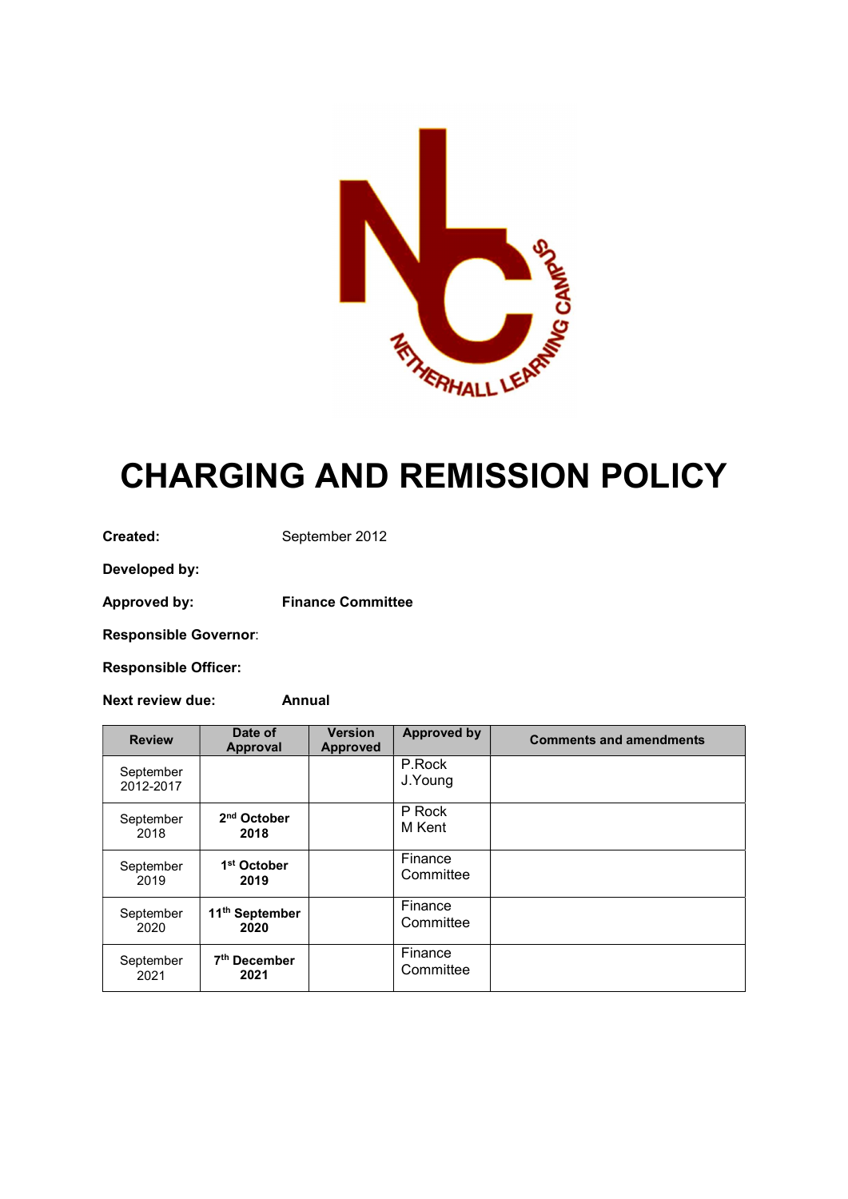# CHARGING AND REMISSION POLICY

**Created:** September 2012

**Developed by:**

**Approved by:** **Finance Committee**

**Responsible Governor**:

**Responsible Officer:**

**Next review due:** **Annual**

| Review | Date of Approval | Version Approved | Approved by | Comments and amendments |
|---|---|---|---|---|
| September 2012-2017 | | | P.Rock J.Young | |
| September 2018 | **2nd October 2018** | | P Rock M Kent | |
| September 2019 | **1st October 2019** | | Finance Committee | |
| September 2020 | **11th September 2020** | | Finance Committee | |
| September 2021 | **7th December 2021** | | Finance Committee | |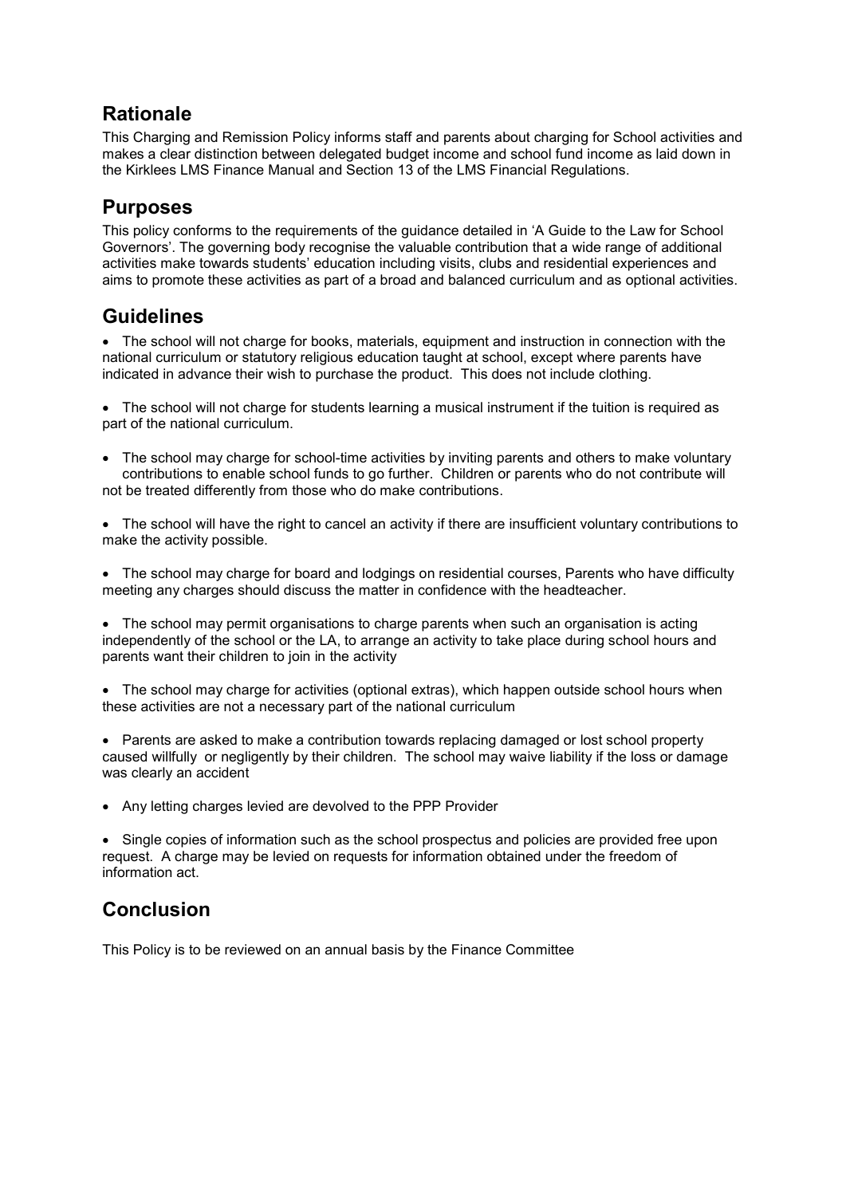## Rationale

This Charging and Remission Policy informs staff and parents about charging for School activities and makes a clear distinction between delegated budget income and school fund income as laid down in the Kirklees LMS Finance Manual and Section 13 of the LMS Financial Regulations.

## Purposes

This policy conforms to the requirements of the guidance detailed in 'A Guide to the Law for School Governors'. The governing body recognise the valuable contribution that a wide range of additional activities make towards students' education including visits, clubs and residential experiences and aims to promote these activities as part of a broad and balanced curriculum and as optional activities.

## Guidelines

- The school will not charge for books, materials, equipment and instruction in connection with the national curriculum or statutory religious education taught at school, except where parents have indicated in advance their wish to purchase the product. This does not include clothing.

- The school will not charge for students learning a musical instrument if the tuition is required as part of the national curriculum.

- The school may charge for school-time activities by inviting parents and others to make voluntary contributions to enable school funds to go further. Children or parents who do not contribute will not be treated differently from those who do make contributions.

- The school will have the right to cancel an activity if there are insufficient voluntary contributions to make the activity possible.

- The school may charge for board and lodgings on residential courses, Parents who have difficulty meeting any charges should discuss the matter in confidence with the headteacher.

- The school may permit organisations to charge parents when such an organisation is acting independently of the school or the LA, to arrange an activity to take place during school hours and parents want their children to join in the activity

- The school may charge for activities (optional extras), which happen outside school hours when these activities are not a necessary part of the national curriculum

- Parents are asked to make a contribution towards replacing damaged or lost school property caused willfully or negligently by their children. The school may waive liability if the loss or damage was clearly an accident

- Any letting charges levied are devolved to the PPP Provider

- Single copies of information such as the school prospectus and policies are provided free upon request. A charge may be levied on requests for information obtained under the freedom of information act.

## Conclusion

This Policy is to be reviewed on an annual basis by the Finance Committee